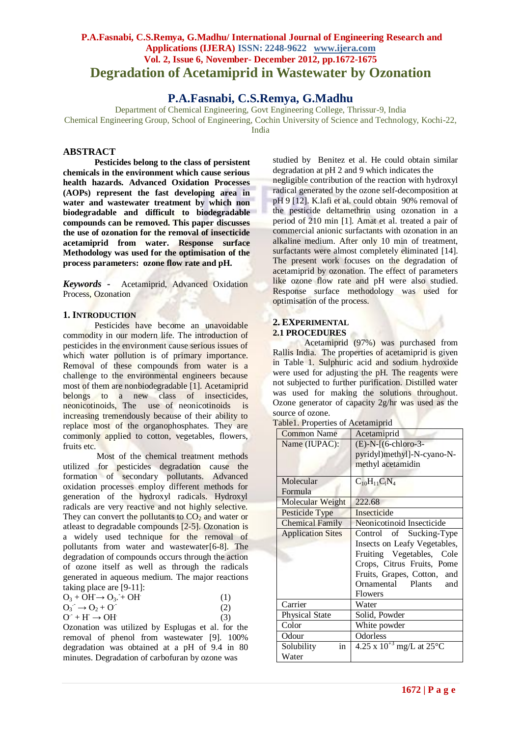# Degradation of Acetamiprid in Wastewater by Ozonation

## P.A.Fasnabi, C.S.Remya, G.Madhu

Department of Chemical Engineering, Govt Engineering College, Thrissur-9, India
Chemical Engineering Group, School of Engineering, Cochin University of Science and Technology, Kochi-22, India

## ABSTRACT

**Pesticides belong to the class of persistent chemicals in the environment which cause serious health hazards. Advanced Oxidation Processes (AOPs) represent the fast developing area in water and wastewater treatment by which non biodegradable and difficult to biodegradable compounds can be removed. This paper discusses the use of ozonation for the removal of insecticide acetamiprid from water. Response surface Methodology was used for the optimisation of the process parameters: ozone flow rate and pH.**

***Keywords* -** Acetamiprid, Advanced Oxidation Process, Ozonation

## 1. INTRODUCTION

Pesticides have become an unavoidable commodity in our modern life. The introduction of pesticides in the environment cause serious issues of which water pollution is of primary importance. Removal of these compounds from water is a challenge to the environmental engineers because most of them are nonbiodegradable [1]. Acetamiprid belongs to a new class of insecticides, neonicotinoids, The use of neonicotinoids is increasing tremendously because of their ability to replace most of the organophosphates. They are commonly applied to cotton, vegetables, flowers, fruits etc.

Most of the chemical treatment methods utilized for pesticides degradation cause the formation of secondary pollutants. Advanced oxidation processes employ different methods for generation of the hydroxyl radicals. Hydroxyl radicals are very reactive and not highly selective. They can convert the pollutants to $CO_2$ and water or atleast to degradable compounds [2-5]. Ozonation is a widely used technique for the removal of pollutants from water and wastewater[6-8]. The degradation of compounds occurs through the action of ozone itself as well as through the radicals generated in aqueous medium. The major reactions taking place are [9-11]:

$$O_3 + OH^- \rightarrow O_3^{\cdot-} + OH^{\cdot} \quad (1)$$

$$O_3^{\cdot-} \rightarrow O_2 + O^{\cdot-} \quad (2)$$

$$O^{\cdot-} + H^+ \rightarrow OH^{\cdot} \quad (3)$$

Ozonation was utilized by Esplugas et al. for the removal of phenol from wastewater [9]. 100% degradation was obtained at a pH of 9.4 in 80 minutes. Degradation of carbofuran by ozone was studied by Benitez et al. He could obtain similar degradation at pH 2 and 9 which indicates the negligible contribution of the reaction with hydroxyl radical generated by the ozone self-decomposition at pH 9 [12]. K.lafi et al. could obtain 90% removal of the pesticide deltamethrin using ozonation in a period of 210 min [1]. Amat et al. treated a pair of commercial anionic surfactants with ozonation in an alkaline medium. After only 10 min of treatment, surfactants were almost completely eliminated [14]. The present work focuses on the degradation of acetamiprid by ozonation. The effect of parameters like ozone flow rate and pH were also studied. Response surface methodology was used for optimisation of the process.

## 2. EXPERIMENTAL

### 2.1 PROCEDURES

Acetamiprid (97%) was purchased from Rallis India. The properties of acetamiprid is given in Table 1. Sulphuric acid and sodium hydroxide were used for adjusting the pH. The reagents were not subjected to further purification. Distilled water was used for making the solutions throughout. Ozone generator of capacity 2g/hr was used as the source of ozone.

Table1. Properties of Acetamiprid

| Common Name | Acetamiprid |
|---|---|
| Name (IUPAC): | (E)-N-[(6-chloro-3-pyridyl)methyl]-N-cyano-N-methyl acetamidin |
| Molecular Formula | $C_{10}H_{11}C_lN_4$ |
| Molecular Weight | 222.68 |
| Pesticide Type | Insecticide |
| Chemical Family | Neonicotinoid Insecticide |
| Application Sites | Control of Sucking-Type Insects on Leafy Vegetables, Fruiting Vegetables, Cole Crops, Citrus Fruits, Pome Fruits, Grapes, Cotton, and Ornamental Plants and Flowers |
| Carrier | Water |
| Physical State | Solid, Powder |
| Color | White powder |
| Odour | Odorless |
| Solubility in Water | $4.25 \times 10^{+3}$ mg/L at 25°C |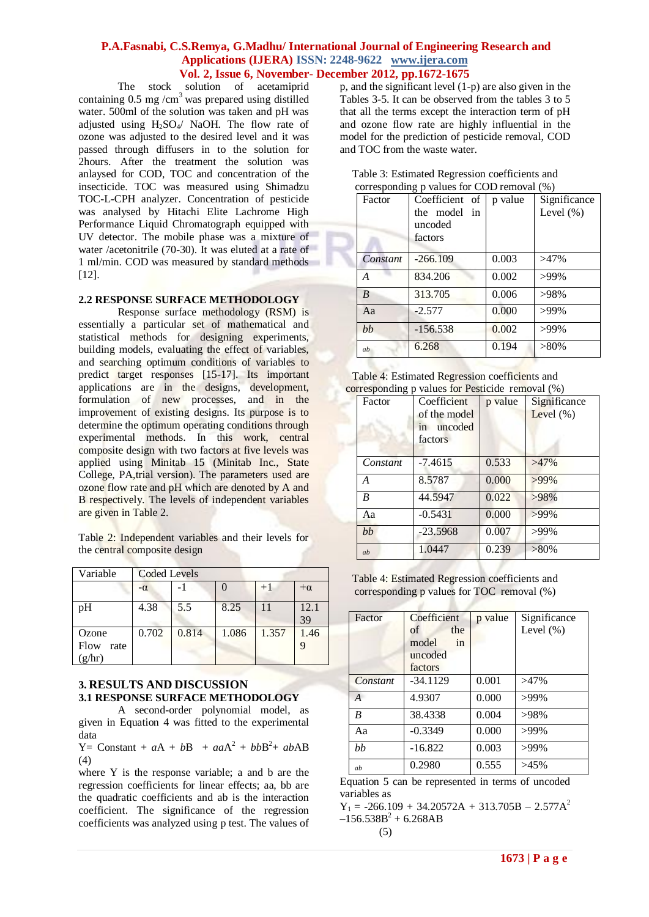The stock solution of acetamiprid containing 0.5 mg /$cm^3$ was prepared using distilled water. 500ml of the solution was taken and pH was adjusted using $H_2SO_4$/ NaOH. The flow rate of ozone was adjusted to the desired level and it was passed through diffusers in to the solution for 2hours. After the treatment the solution was anlaysed for COD, TOC and concentration of the insecticide. TOC was measured using Shimadzu TOC-L-CPH analyzer. Concentration of pesticide was analysed by Hitachi Elite Lachrome High Performance Liquid Chromatograph equipped with UV detector. The mobile phase was a mixture of water /acetonitrile (70-30). It was eluted at a rate of 1 ml/min. COD was measured by standard methods [12].

### 2.2 RESPONSE SURFACE METHODOLOGY

Response surface methodology (RSM) is essentially a particular set of mathematical and statistical methods for designing experiments, building models, evaluating the effect of variables, and searching optimum conditions of variables to predict target responses [15-17]. Its important applications are in the designs, development, formulation of new processes, and in the improvement of existing designs. Its purpose is to determine the optimum operating conditions through experimental methods. In this work, central composite design with two factors at five levels was applied using Minitab 15 (Minitab Inc., State College, PA,trial version). The parameters used are ozone flow rate and pH which are denoted by A and B respectively. The levels of independent variables are given in Table 2.

Table 2: Independent variables and their levels for the central composite design

| Variable | Coded Levels | | | | |
|---|---|---|---|---|---|
| | -α | -1 | 0 | +1 | +α |
| pH | 4.38 | 5.5 | 8.25 | 11 | 12.139 |
| Ozone Flow rate (g/hr) | 0.702 | 0.814 | 1.086 | 1.357 | 1.469 |

## 3. RESULTS AND DISCUSSION

### 3.1 RESPONSE SURFACE METHODOLOGY

A second-order polynomial model, as given in Equation 4 was fitted to the experimental data

$$Y = \text{Constant} + aA + bB + aaA^2 + bbB^2 + abAB \quad (4)$$

where Y is the response variable; a and b are the regression coefficients for linear effects; aa, bb are the quadratic coefficients and ab is the interaction coefficient. The significance of the regression coefficients was analyzed using p test. The values of p, and the significant level (1-p) are also given in the Tables 3-5. It can be observed from the tables 3 to 5 that all the terms except the interaction term of pH and ozone flow rate are highly influential in the model for the prediction of pesticide removal, COD and TOC from the waste water.

Table 3: Estimated Regression coefficients and corresponding p values for COD removal (%)

| Factor | Coefficient of the model in uncoded factors | p value | Significance Level (%) |
|---|---|---|---|
| *Constant* | -266.109 | 0.003 | >47% |
| *A* | 834.206 | 0.002 | >99% |
| *B* | 313.705 | 0.006 | >98% |
| Aa | -2.577 | 0.000 | >99% |
| *bb* | -156.538 | 0.002 | >99% |
| *ab* | 6.268 | 0.194 | >80% |

Table 4: Estimated Regression coefficients and corresponding p values for Pesticide removal (%)

| Factor | Coefficient of the model in uncoded factors | p value | Significance Level (%) |
|---|---|---|---|
| *Constant* | -7.4615 | 0.533 | >47% |
| *A* | 8.5787 | 0.000 | >99% |
| B | 44.5947 | 0.022 | >98% |
| Aa | -0.5431 | 0.000 | >99% |
| *bb* | -23.5968 | 0.007 | >99% |
| *ab* | 1.0447 | 0.239 | >80% |

Table 4: Estimated Regression coefficients and corresponding p values for TOC removal (%)

| Factor | Coefficient of the model in uncoded factors | p value | Significance Level (%) |
|---|---|---|---|
| *Constant* | -34.1129 | 0.001 | >47% |
| *A* | 4.9307 | 0.000 | >99% |
| *B* | 38.4338 | 0.004 | >98% |
| Aa | -0.3349 | 0.000 | >99% |
| *bb* | -16.822 | 0.003 | >99% |
| *ab* | 0.2980 | 0.555 | >45% |

Equation 5 can be represented in terms of uncoded variables as

$$Y_1 = -266.109 + 34.20572A + 313.705B - 2.577A^2 - 156.538B^2 + 6.268AB \quad (5)$$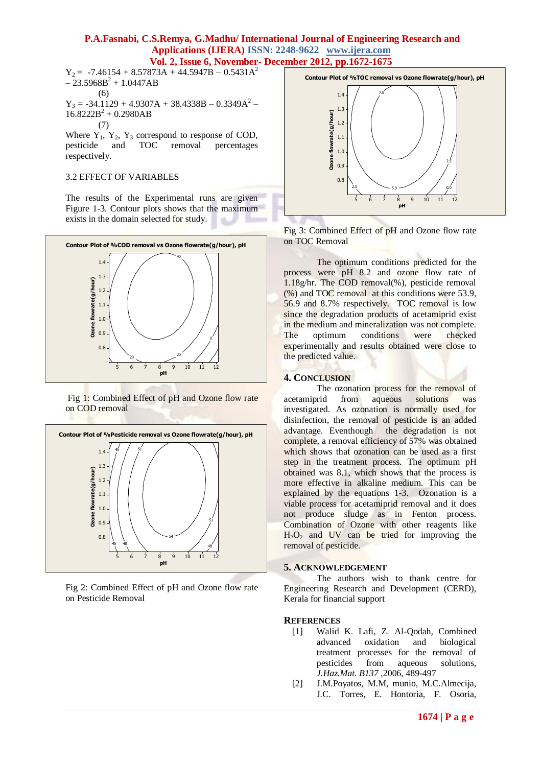$$Y_2 = -7.46154 + 8.57873A + 44.5947B - 0.5431A^2 - 23.5968B^2 + 1.0447AB \quad (6)$$

$$Y_3 = -34.1129 + 4.9307A + 38.4338B - 0.3349A^2 - 16.8222B^2 + 0.2980AB \quad (7)$$

Where $Y_1$, $Y_2$, $Y_3$ correspond to response of COD, pesticide and TOC removal percentages respectively.

### 3.2 EFFECT OF VARIABLES

The results of the Experimental runs are given Figure 1-3. Contour plots shows that the maximum exists in the domain selected for study.

Fig 1: Combined Effect of pH and Ozone flow rate on COD removal

Fig 2: Combined Effect of pH and Ozone flow rate on Pesticide Removal

Fig 3: Combined Effect of pH and Ozone flow rate on TOC Removal

The optimum conditions predicted for the process were pH 8.2 and ozone flow rate of 1.18g/hr. The COD removal(%), pesticide removal (%) and TOC removal at this conditions were 53.9, 56.9 and 8.7% respectively. TOC removal is low since the degradation products of acetamiprid exist in the medium and mineralization was not complete. The optimum conditions were checked experimentally and results obtained were close to the predicted value.

## 4. CONCLUSION

The ozonation process for the removal of acetamiprid from aqueous solutions was investigated. As ozonation is normally used for disinfection, the removal of pesticide is an added advantage. Eventhough the degradation is not complete, a removal efficiency of 57% was obtained which shows that ozonation can be used as a first step in the treatment process. The optimum pH obtained was 8.1, which shows that the process is more effective in alkaline medium. This can be explained by the equations 1-3. Ozonation is a viable process for acetamiprid removal and it does not produce sludge as in Fenton process. Combination of Ozone with other reagents like $H_2O_2$ and UV can be tried for improving the removal of pesticide.

## 5. ACKNOWLEDGEMENT

The authors wish to thank centre for Engineering Research and Development (CERD), Kerala for financial support

## REFERENCES

[1] Walid K. Lafi, Z. Al-Qodah, Combined advanced oxidation and biological treatment processes for the removal of pesticides from aqueous solutions, *J.Haz.Mat. B137* ,2006, 489-497

[2] J.M.Poyatos, M.M, munio, M.C.Almecija, J.C. Torres, E. Hontoria, F. Osoria,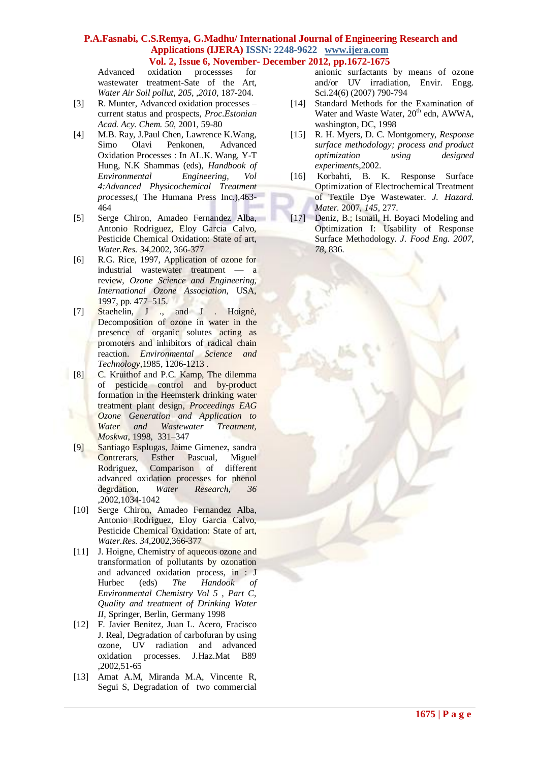Advanced oxidation processses for wastewater treatment-Sate of the Art, *Water Air Soil pollut, 205, ,2010,* 187-204.

[3] R. Munter, Advanced oxidation processes – current status and prospects, *Proc.Estonian Acad. Acy. Chem. 50,* 2001, 59-80

[4] M.B. Ray, J.Paul Chen, Lawrence K.Wang, Simo Olavi Penkonen, Advanced Oxidation Processes : In AL.K. Wang, Y-T Hung, N.K Shammas (eds), *Handbook of Environmental Engineering, Vol 4:Advanced Physicochemical Treatment processes,*( The Humana Press Inc.),463-464

[5] Serge Chiron, Amadeo Fernandez Alba, Antonio Rodriguez, Eloy Garcia Calvo, Pesticide Chemical Oxidation: State of art, *Water.Res. 34,*2002, 366-377

[6] R.G. Rice, 1997, Application of ozone for industrial wastewater treatment — a review, *Ozone Science and Engineering, International Ozone Association,* USA, 1997, pp. 477–515.

[7] Staehelin, J ., and J . Hoignè, Decomposition of ozone in water in the presence of organic solutes acting as promoters and inhibitors of radical chain reaction. *Environmental Science and Technology*,1985, 1206-1213 .

[8] C. Kruithof and P.C. Kamp, The dilemma of pesticide control and by-product formation in the Heemsterk drinking water treatment plant design, *Proceedings EAG Ozone Generation and Application to Water and Wastewater Treatment, Moskwa,* 1998, 331–347

[9] Santiago Esplugas, Jaime Gimenez, sandra Contrerars, Esther Pascual, Miguel Rodriguez, Comparison of different advanced oxidation processes for phenol degrdation, *Water Research, 36* ,2002,1034-1042

[10] Serge Chiron, Amadeo Fernandez Alba, Antonio Rodriguez, Eloy Garcia Calvo, Pesticide Chemical Oxidation: State of art, *Water.Res. 34,*2002,366-377

[11] J. Hoigne, Chemistry of aqueous ozone and transformation of pollutants by ozonation and advanced oxidation process, in : J Hurbec (eds) *The Handook of Environmental Chemistry Vol 5 , Part C, Quality and treatment of Drinking Water II,* Springer, Berlin, Germany 1998

[12] F. Javier Benitez, Juan L. Acero, Fracisco J. Real, Degradation of carbofuran by using ozone, UV radiation and advanced oxidation processes. J.Haz.Mat B89 ,2002,51-65

[13] Amat A.M, Miranda M.A, Vincente R, Segui S, Degradation of two commercial anionic surfactants by means of ozone and/or UV irradiation, Envir. Engg. Sci.24(6) (2007) 790-794

[14] Standard Methods for the Examination of Water and Waste Water, 20th edn, AWWA, washington, DC, 1998

[15] R. H. Myers, D. C. Montgomery, *Response surface methodology; process and product optimization using designed experiments*,2002.

[16] Korbahti, B. K. Response Surface Optimization of Electrochemical Treatment of Textile Dye Wastewater. *J. Hazard. Mater.* 2007, *145*, 277.

[17] Deniz, B.; Ismail, H. Boyaci Modeling and Optimization I: Usability of Response Surface Methodology. *J. Food Eng. 2007, 78*, 836.